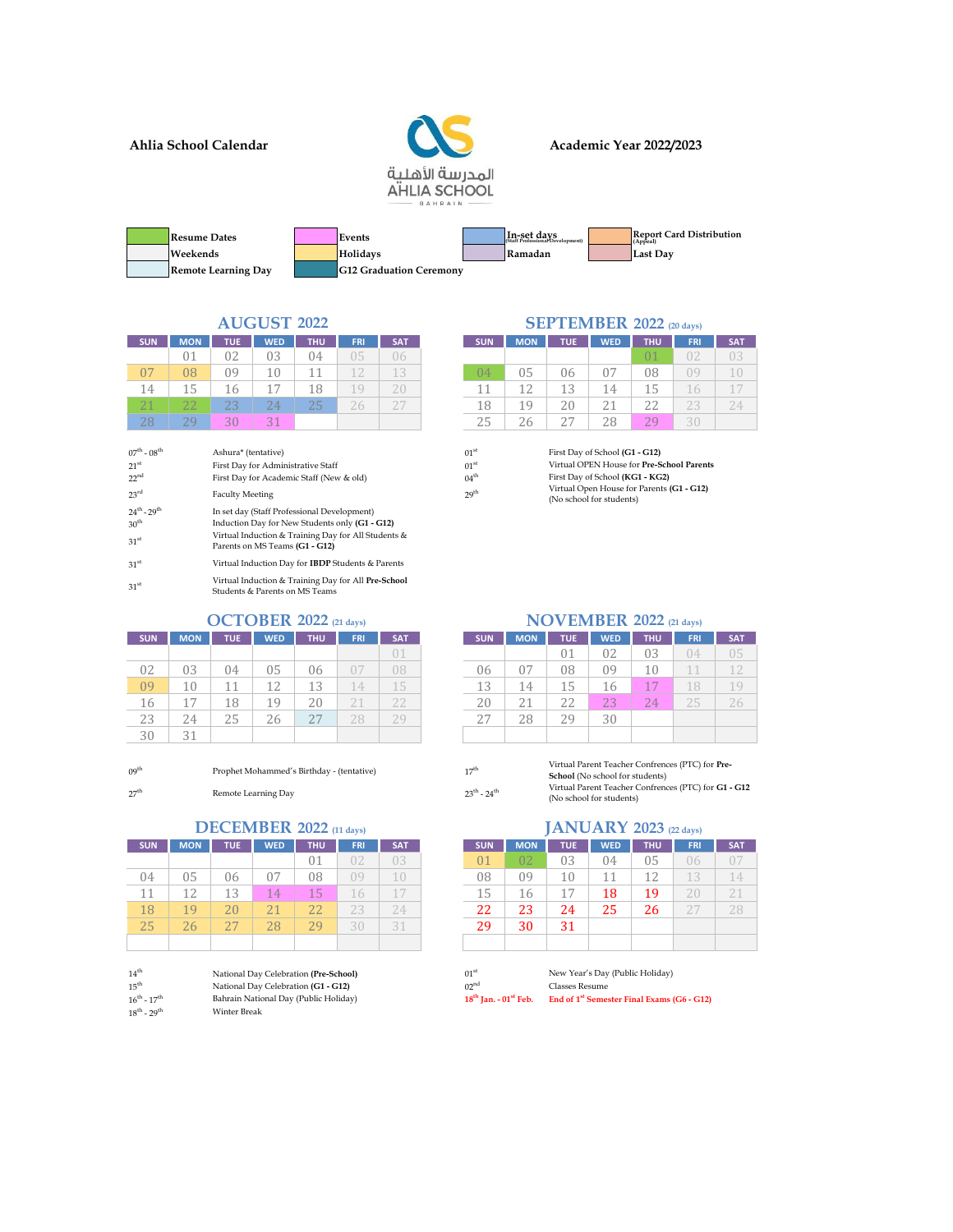**Ahlia School Calendar**

المدرسة الأهلية
AHLIA SCHOOL
BAHRAIN

**Academic Year 2022/2023**

| Legend | | | |
|---|---|---|---|
| Resume Dates | Events | In-set days (Staff Professional Development) | Report Card Distribution (Appeal) |
| Weekends | Holidays | Ramadan | Last Day |
| Remote Learning Day | G12 Graduation Ceremony | | |

## AUGUST 2022

| SUN | MON | TUE | WED | THU | FRI | SAT |
|---|---|---|---|---|---|---|
| | 01 | 02 | 03 | 04 | 05 | 06 |
| 07 | 08 | 09 | 10 | 11 | 12 | 13 |
| 14 | 15 | 16 | 17 | 18 | 19 | 20 |
| 21 | 22 | 23 | 24 | 25 | 26 | 27 |
| 28 | 29 | 30 | 31 | | | |

- 07th - 08th — Ashura* (tentative)
- 21st — First Day for Administrative Staff
- 22nd — First Day for Academic Staff (New & old)
- 23rd — Faculty Meeting
- 24th - 29th — In set day (Staff Professional Development)
- 30th — Induction Day for New Students only **(G1 - G12)**
- 31st — Virtual Induction & Training Day for All Students & Parents on MS Teams **(G1 - G12)**
- 31st — Virtual Induction Day for **IBDP** Students & Parents
- 31st — Virtual Induction & Training Day for All **Pre-School** Students & Parents on MS Teams

## SEPTEMBER 2022 (20 days)

| SUN | MON | TUE | WED | THU | FRI | SAT |
|---|---|---|---|---|---|---|
| | | | | 01 | 02 | 03 |
| 04 | 05 | 06 | 07 | 08 | 09 | 10 |
| 11 | 12 | 13 | 14 | 15 | 16 | 17 |
| 18 | 19 | 20 | 21 | 22 | 23 | 24 |
| 25 | 26 | 27 | 28 | 29 | 30 | |

- 01st — First Day of School **(G1 - G12)**
- 01st — Virtual OPEN House for **Pre-School Parents**
- 04th — First Day of School **(KG1 - KG2)**
- 29th — Virtual Open House for Parents **(G1 - G12)** (No school for students)

## OCTOBER 2022 (21 days)

| SUN | MON | TUE | WED | THU | FRI | SAT |
|---|---|---|---|---|---|---|
| | | | | | | 01 |
| 02 | 03 | 04 | 05 | 06 | 07 | 08 |
| 09 | 10 | 11 | 12 | 13 | 14 | 15 |
| 16 | 17 | 18 | 19 | 20 | 21 | 22 |
| 23 | 24 | 25 | 26 | 27 | 28 | 29 |
| 30 | 31 | | | | | |

- 09th — Prophet Mohammed's Birthday - (tentative)
- 27th — Remote Learning Day

## NOVEMBER 2022 (21 days)

| SUN | MON | TUE | WED | THU | FRI | SAT |
|---|---|---|---|---|---|---|
| | | 01 | 02 | 03 | 04 | 05 |
| 06 | 07 | 08 | 09 | 10 | 11 | 12 |
| 13 | 14 | 15 | 16 | 17 | 18 | 19 |
| 20 | 21 | 22 | 23 | 24 | 25 | 26 |
| 27 | 28 | 29 | 30 | | | |

- 17th — Virtual Parent Teacher Confrences (PTC) for **Pre-School** (No school for students)
- 23th - 24th — Virtual Parent Teacher Confrences (PTC) for **G1 - G12** (No school for students)

## DECEMBER 2022 (11 days)

| SUN | MON | TUE | WED | THU | FRI | SAT |
|---|---|---|---|---|---|---|
| | | | | 01 | 02 | 03 |
| 04 | 05 | 06 | 07 | 08 | 09 | 10 |
| 11 | 12 | 13 | 14 | 15 | 16 | 17 |
| 18 | 19 | 20 | 21 | 22 | 23 | 24 |
| 25 | 26 | 27 | 28 | 29 | 30 | 31 |

- 14th — National Day Celebration **(Pre-School)**
- 15th — National Day Celebration **(G1 - G12)**
- 16th - 17th — Bahrain National Day (Public Holiday)
- 18th - 29th — Winter Break

## JANUARY 2023 (22 days)

| SUN | MON | TUE | WED | THU | FRI | SAT |
|---|---|---|---|---|---|---|
| 01 | 02 | 03 | 04 | 05 | 06 | 07 |
| 08 | 09 | 10 | 11 | 12 | 13 | 14 |
| 15 | 16 | 17 | 18 | 19 | 20 | 21 |
| 22 | 23 | 24 | 25 | 26 | 27 | 28 |
| 29 | 30 | 31 | | | | |

- 01st — New Year's Day (Public Holiday)
- 02nd — Classes Resume
- **18th Jan. - 01st Feb.** — **End of 1st Semester Final Exams (G6 - G12)**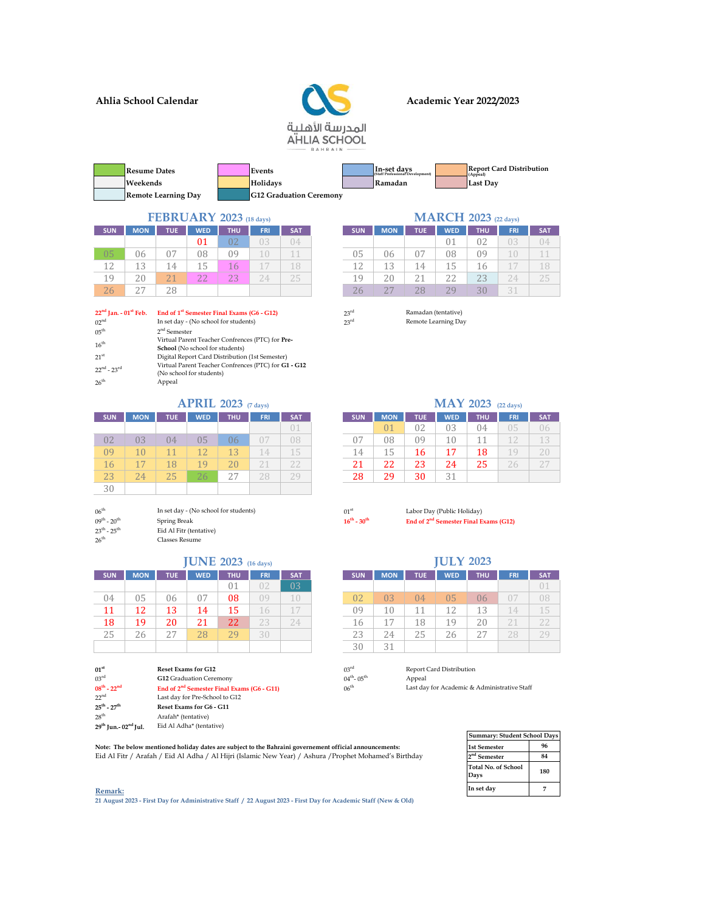**Ahlia School Calendar**

المدرسة الأهلية
AHLIA SCHOOL
BAHRAIN

**Academic Year 2022/2023**

| | |
|---|---|
| Resume Dates | Events |
| Weekends | Holidays |
| Remote Learning Day | G12 Graduation Ceremony |
| In-set days (Staff Professional Development) | Report Card Distribution (Appeal) |
| Ramadan | Last Day |

## FEBRUARY 2023 (18 days)

| SUN | MON | TUE | WED | THU | FRI | SAT |
|---|---|---|---|---|---|---|
| | | | 01 | 02 | 03 | 04 |
| 05 | 06 | 07 | 08 | 09 | 10 | 11 |
| 12 | 13 | 14 | 15 | 16 | 17 | 18 |
| 19 | 20 | 21 | 22 | 23 | 24 | 25 |
| 26 | 27 | 28 | | | | |

- 22nd Jan. - 01st Feb. — **End of 1st Semester Final Exams (G6 - G12)**
- 02nd — In set day - (No school for students)
- 05th — 2nd Semester
- 16th — Virtual Parent Teacher Confrences (PTC) for **Pre-School** (No school for students)
- 21st — Digital Report Card Distribution (1st Semester)
- 22nd - 23rd — Virtual Parent Teacher Confrences (PTC) for **G1 - G12** (No school for students)
- 26th — Appeal

## MARCH 2023 (22 days)

| SUN | MON | TUE | WED | THU | FRI | SAT |
|---|---|---|---|---|---|---|
| | | | 01 | 02 | 03 | 04 |
| 05 | 06 | 07 | 08 | 09 | 10 | 11 |
| 12 | 13 | 14 | 15 | 16 | 17 | 18 |
| 19 | 20 | 21 | 22 | 23 | 24 | 25 |
| 26 | 27 | 28 | 29 | 30 | 31 | |

- 23rd — Ramadan (tentative)
- 23rd — Remote Learning Day

## APRIL 2023 (7 days)

| SUN | MON | TUE | WED | THU | FRI | SAT |
|---|---|---|---|---|---|---|
| | | | | | | 01 |
| 02 | 03 | 04 | 05 | 06 | 07 | 08 |
| 09 | 10 | 11 | 12 | 13 | 14 | 15 |
| 16 | 17 | 18 | 19 | 20 | 21 | 22 |
| 23 | 24 | 25 | 26 | 27 | 28 | 29 |
| 30 | | | | | | |

- 06th — In set day - (No school for students)
- 09th - 20th — Spring Break
- 23th - 25th — Eid Al Fitr (tentative)
- 26th — Classes Resume

## MAY 2023 (22 days)

| SUN | MON | TUE | WED | THU | FRI | SAT |
|---|---|---|---|---|---|---|
| | 01 | 02 | 03 | 04 | 05 | 06 |
| 07 | 08 | 09 | 10 | 11 | 12 | 13 |
| 14 | 15 | 16 | 17 | 18 | 19 | 20 |
| 21 | 22 | 23 | 24 | 25 | 26 | 27 |
| 28 | 29 | 30 | 31 | | | |

- 01st — Labor Day (Public Holiday)
- 16th - 30th — **End of 2nd Semester Final Exams (G12)**

## JUNE 2023 (16 days)

| SUN | MON | TUE | WED | THU | FRI | SAT |
|---|---|---|---|---|---|---|
| | | | | 01 | 02 | 03 |
| 04 | 05 | 06 | 07 | 08 | 09 | 10 |
| 11 | 12 | 13 | 14 | 15 | 16 | 17 |
| 18 | 19 | 20 | 21 | 22 | 23 | 24 |
| 25 | 26 | 27 | 28 | 29 | 30 | |

- **01st** — **Reset Exams for G12**
- 03rd — G12 Graduation Ceremony
- 08th - 22nd — **End of 2nd Semester Final Exams (G6 - G11)**
- 22nd — Last day for Pre-School to G12
- **25th - 27th** — **Reset Exams for G6 - G11**
- 28th — Arafah* (tentative)
- **29th Jun.- 02nd Jul.** — Eid Al Adha* (tentative)

## JULY 2023

| SUN | MON | TUE | WED | THU | FRI | SAT |
|---|---|---|---|---|---|---|
| | | | | | | 01 |
| 02 | 03 | 04 | 05 | 06 | 07 | 08 |
| 09 | 10 | 11 | 12 | 13 | 14 | 15 |
| 16 | 17 | 18 | 19 | 20 | 21 | 22 |
| 23 | 24 | 25 | 26 | 27 | 28 | 29 |
| 30 | 31 | | | | | |

- 03rd — Report Card Distribution
- 04th - 05th — Appeal
- 06th — Last day for Academic & Administrative Staff

| Summary: Student School Days | |
|---|---|
| 1st Semester | 96 |
| 2nd Semester | 84 |
| Total No. of School Days | 180 |
| In set day | 7 |

**Note: The below mentioned holiday dates are subject to the Bahraini governement official announcements:**
Eid Al Fitr / Arafah / Eid Al Adha / Al Hijri (Islamic New Year) / Ashura /Prophet Mohamed's Birthday

**Remark:**
21 August 2023 - First Day for Administrative Staff / 22 August 2023 - First Day for Academic Staff (New & Old)